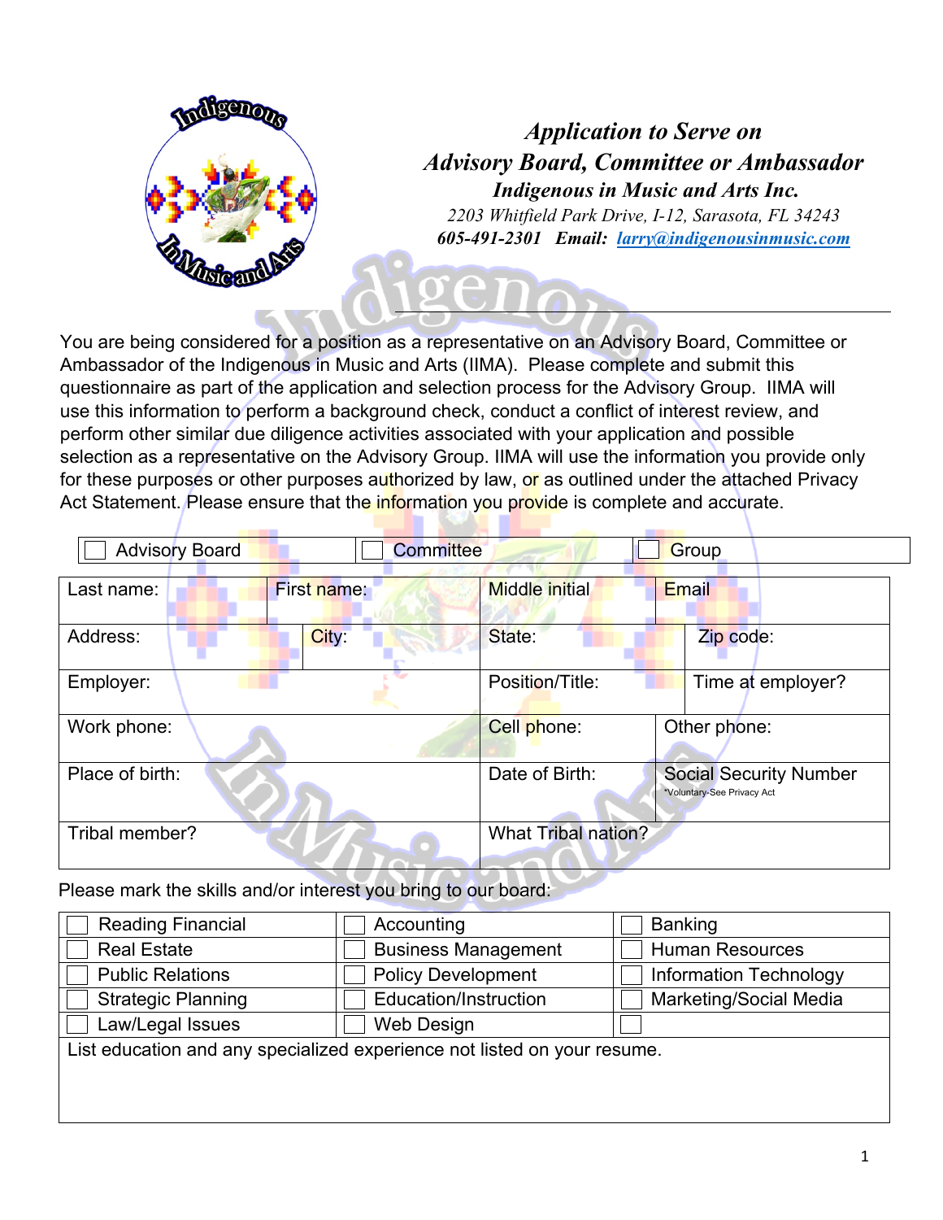# *Application to Serve on Advisory Board, Committee or Ambassador*

## *Indigenous in Music and Arts Inc.*

*2203 Whitfield Park Drive, I-12, Sarasota, FL 34243*

***605-491-2301 Email: [larry@indigenousinmusic.com](mailto:larry@indigenousinmusic.com)***

You are being considered for a position as a representative on an Advisory Board, Committee or Ambassador of the Indigenous in Music and Arts (IIMA). Please complete and submit this questionnaire as part of the application and selection process for the Advisory Group. IIMA will use this information to perform a background check, conduct a conflict of interest review, and perform other similar due diligence activities associated with your application and possible selection as a representative on the Advisory Group. IIMA will use the information you provide only for these purposes or other purposes authorized by law, or as outlined under the attached Privacy Act Statement. Please ensure that the information you provide is complete and accurate.

| ☐ Advisory Board | ☐ Committee | ☐ Group |
|---|---|---|

| Last name: | First name: | Middle initial | Email |
|---|---|---|---|
| Address: | City: | State: | Zip code: |
| Employer: | | Position/Title: | Time at employer? |
| Work phone: | | Cell phone: | Other phone: |
| Place of birth: | | Date of Birth: | Social Security Number *Voluntary-See Privacy Act |
| Tribal member? | | What Tribal nation? | |

Please mark the skills and/or interest you bring to our board:

| | | |
|---|---|---|
| ☐ Reading Financial | ☐ Accounting | ☐ Banking |
| ☐ Real Estate | ☐ Business Management | ☐ Human Resources |
| ☐ Public Relations | ☐ Policy Development | ☐ Information Technology |
| ☐ Strategic Planning | ☐ Education/Instruction | ☐ Marketing/Social Media |
| ☐ Law/Legal Issues | ☐ Web Design | ☐ |

| List education and any specialized experience not listed on your resume. |
|---|
| |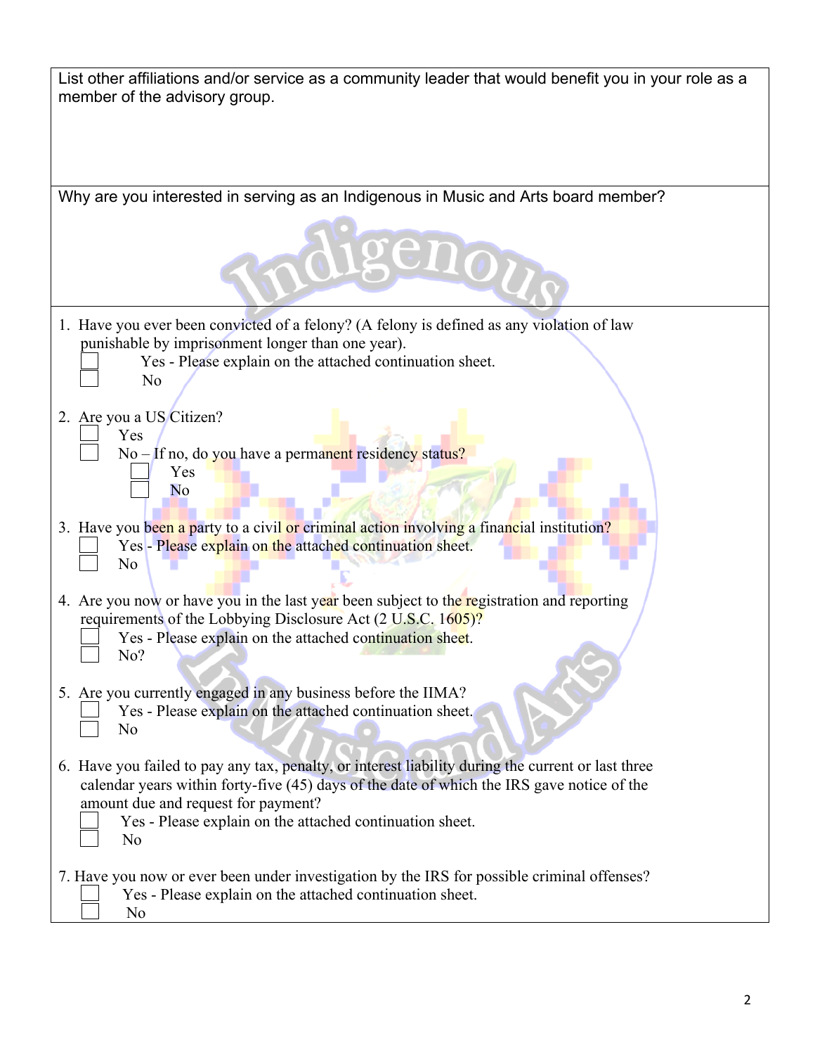List other affiliations and/or service as a community leader that would benefit you in your role as a member of the advisory group.

Why are you interested in serving as an Indigenous in Music and Arts board member?

1. Have you ever been convicted of a felony? (A felony is defined as any violation of law punishable by imprisonment longer than one year).
   - ☐ Yes - Please explain on the attached continuation sheet.
   - ☐ No

2. Are you a US Citizen?
   - ☐ Yes
   - ☐ No – If no, do you have a permanent residency status?
     - ☐ Yes
     - ☐ No

3. Have you been a party to a civil or criminal action involving a financial institution?
   - ☐ Yes - Please explain on the attached continuation sheet.
   - ☐ No

4. Are you now or have you in the last year been subject to the registration and reporting requirements of the Lobbying Disclosure Act (2 U.S.C. 1605)?
   - ☐ Yes - Please explain on the attached continuation sheet.
   - ☐ No?

5. Are you currently engaged in any business before the IIMA?
   - ☐ Yes - Please explain on the attached continuation sheet.
   - ☐ No

6. Have you failed to pay any tax, penalty, or interest liability during the current or last three calendar years within forty-five (45) days of the date of which the IRS gave notice of the amount due and request for payment?
   - ☐ Yes - Please explain on the attached continuation sheet.
   - ☐ No

7. Have you now or ever been under investigation by the IRS for possible criminal offenses?
   - ☐ Yes - Please explain on the attached continuation sheet.
   - ☐ No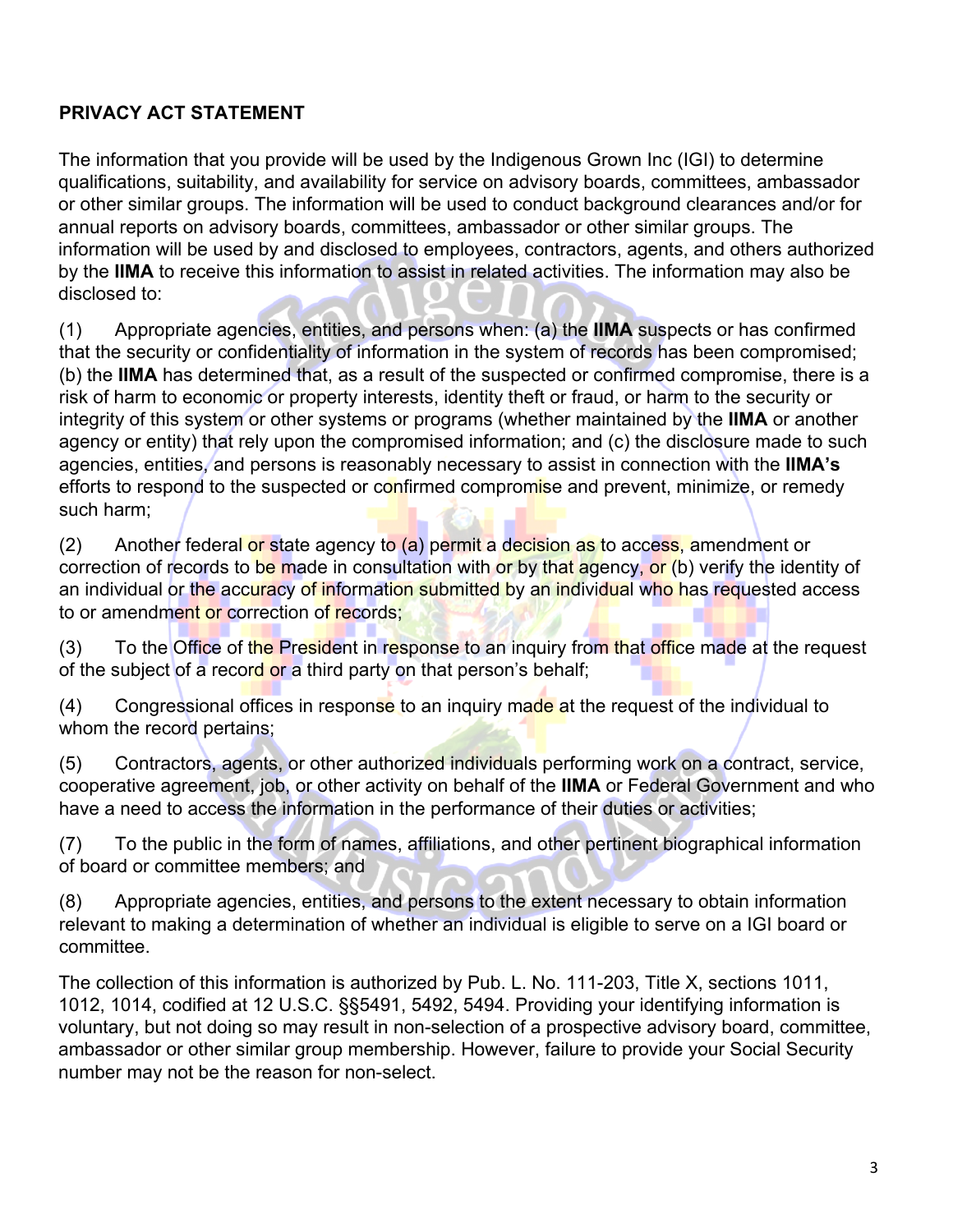**PRIVACY ACT STATEMENT**

The information that you provide will be used by the Indigenous Grown Inc (IGI) to determine qualifications, suitability, and availability for service on advisory boards, committees, ambassador or other similar groups. The information will be used to conduct background clearances and/or for annual reports on advisory boards, committees, ambassador or other similar groups. The information will be used by and disclosed to employees, contractors, agents, and others authorized by the **IIMA** to receive this information to assist in related activities. The information may also be disclosed to:

(1) Appropriate agencies, entities, and persons when: (a) the **IIMA** suspects or has confirmed that the security or confidentiality of information in the system of records has been compromised; (b) the **IIMA** has determined that, as a result of the suspected or confirmed compromise, there is a risk of harm to economic or property interests, identity theft or fraud, or harm to the security or integrity of this system or other systems or programs (whether maintained by the **IIMA** or another agency or entity) that rely upon the compromised information; and (c) the disclosure made to such agencies, entities, and persons is reasonably necessary to assist in connection with the **IIMA's** efforts to respond to the suspected or confirmed compromise and prevent, minimize, or remedy such harm;

(2) Another federal or state agency to (a) permit a decision as to access, amendment or correction of records to be made in consultation with or by that agency, or (b) verify the identity of an individual or the accuracy of information submitted by an individual who has requested access to or amendment or correction of records;

(3) To the Office of the President in response to an inquiry from that office made at the request of the subject of a record or a third party on that person's behalf;

(4) Congressional offices in response to an inquiry made at the request of the individual to whom the record pertains;

(5) Contractors, agents, or other authorized individuals performing work on a contract, service, cooperative agreement, job, or other activity on behalf of the **IIMA** or Federal Government and who have a need to access the information in the performance of their duties or activities;

(7) To the public in the form of names, affiliations, and other pertinent biographical information of board or committee members; and

(8) Appropriate agencies, entities, and persons to the extent necessary to obtain information relevant to making a determination of whether an individual is eligible to serve on a IGI board or committee.

The collection of this information is authorized by Pub. L. No. 111-203, Title X, sections 1011, 1012, 1014, codified at 12 U.S.C. §§5491, 5492, 5494. Providing your identifying information is voluntary, but not doing so may result in non-selection of a prospective advisory board, committee, ambassador or other similar group membership. However, failure to provide your Social Security number may not be the reason for non-select.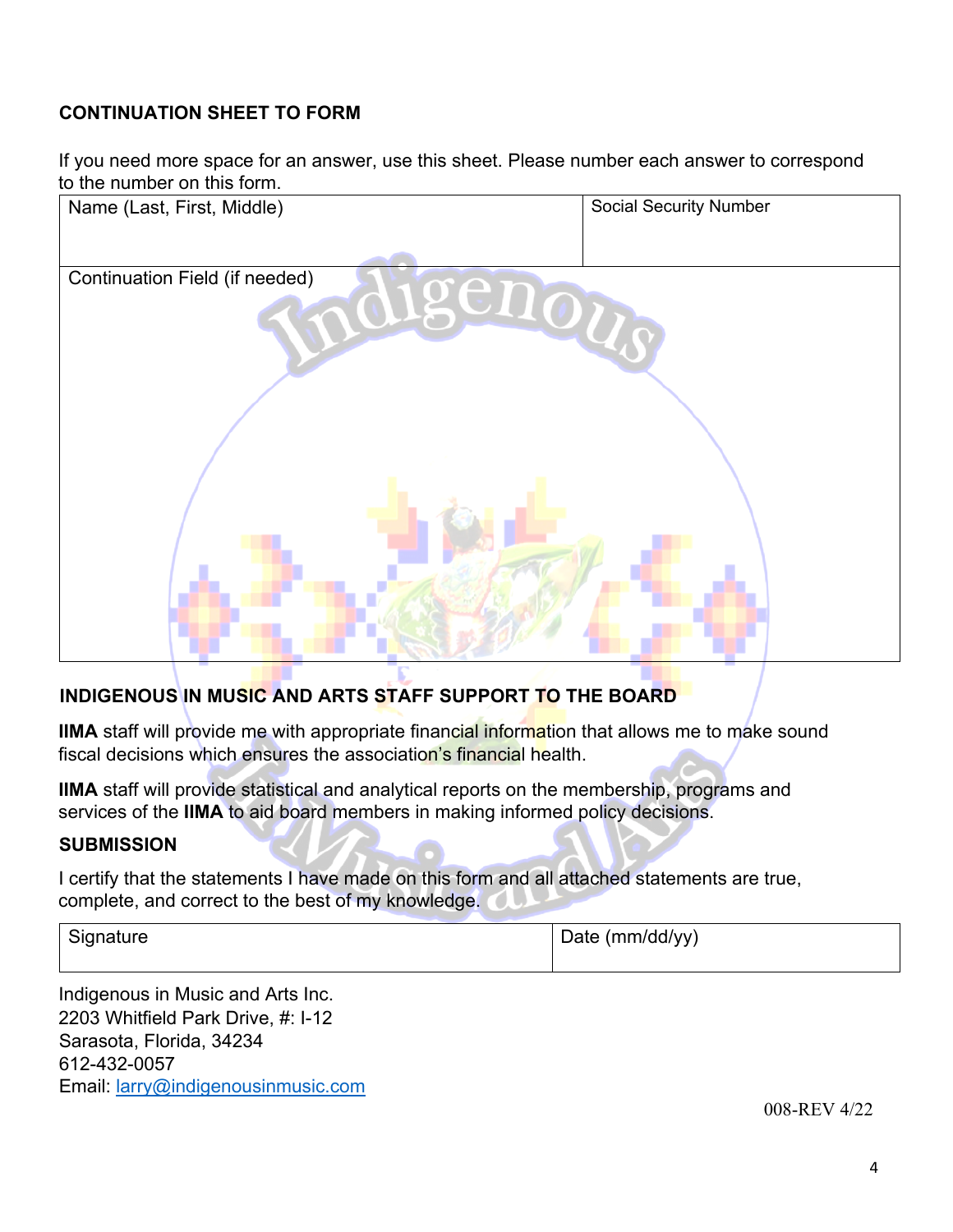**CONTINUATION SHEET TO FORM**

If you need more space for an answer, use this sheet. Please number each answer to correspond to the number on this form.

| | |
|---|---|
| Name (Last, First, Middle) | Social Security Number |
| Continuation Field (if needed) | |

**INDIGENOUS IN MUSIC AND ARTS STAFF SUPPORT TO THE BOARD**

**IIMA** staff will provide me with appropriate financial information that allows me to make sound fiscal decisions which ensures the association's financial health.

**IIMA** staff will provide statistical and analytical reports on the membership, programs and services of the **IIMA** to aid board members in making informed policy decisions.

**SUBMISSION**

I certify that the statements I have made on this form and all attached statements are true, complete, and correct to the best of my knowledge.

| | |
|---|---|
| Signature | Date (mm/dd/yy) |

Indigenous in Music and Arts Inc.
2203 Whitfield Park Drive, #: I-12
Sarasota, Florida, 34234
612-432-0057
Email: larry@indigenousinmusic.com

008-REV 4/22